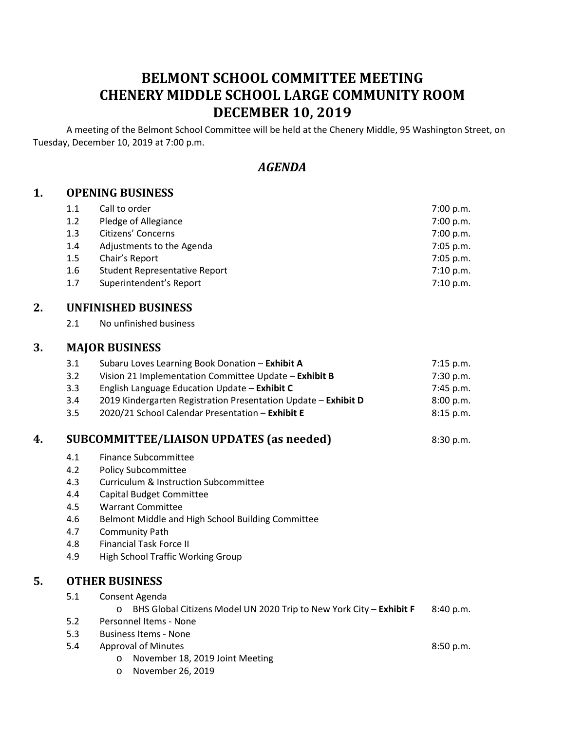# BELMONT SCHOOL COMMITTEE MEETING
# CHENERY MIDDLE SCHOOL LARGE COMMUNITY ROOM
# DECEMBER 10, 2019

A meeting of the Belmont School Committee will be held at the Chenery Middle, 95 Washington Street, on Tuesday, December 10, 2019 at 7:00 p.m.

## *AGENDA*

### 1. OPENING BUSINESS

| | | |
|---|---|---|
| 1.1 | Call to order | 7:00 p.m. |
| 1.2 | Pledge of Allegiance | 7:00 p.m. |
| 1.3 | Citizens' Concerns | 7:00 p.m. |
| 1.4 | Adjustments to the Agenda | 7:05 p.m. |
| 1.5 | Chair's Report | 7:05 p.m. |
| 1.6 | Student Representative Report | 7:10 p.m. |
| 1.7 | Superintendent's Report | 7:10 p.m. |

### 2. UNFINISHED BUSINESS

2.1 No unfinished business

### 3. MAJOR BUSINESS

| | | |
|---|---|---|
| 3.1 | Subaru Loves Learning Book Donation – **Exhibit A** | 7:15 p.m. |
| 3.2 | Vision 21 Implementation Committee Update – **Exhibit B** | 7:30 p.m. |
| 3.3 | English Language Education Update – **Exhibit C** | 7:45 p.m. |
| 3.4 | 2019 Kindergarten Registration Presentation Update – **Exhibit D** | 8:00 p.m. |
| 3.5 | 2020/21 School Calendar Presentation – **Exhibit E** | 8:15 p.m. |

### 4. SUBCOMMITTEE/LIAISON UPDATES (as needed) 8:30 p.m.

- 4.1 Finance Subcommittee
- 4.2 Policy Subcommittee
- 4.3 Curriculum & Instruction Subcommittee
- 4.4 Capital Budget Committee
- 4.5 Warrant Committee
- 4.6 Belmont Middle and High School Building Committee
- 4.7 Community Path
- 4.8 Financial Task Force II
- 4.9 High School Traffic Working Group

### 5. OTHER BUSINESS

- 5.1 Consent Agenda
  - BHS Global Citizens Model UN 2020 Trip to New York City – **Exhibit F** 8:40 p.m.
- 5.2 Personnel Items - None
- 5.3 Business Items - None
- 5.4 Approval of Minutes 8:50 p.m.
  - November 18, 2019 Joint Meeting
  - November 26, 2019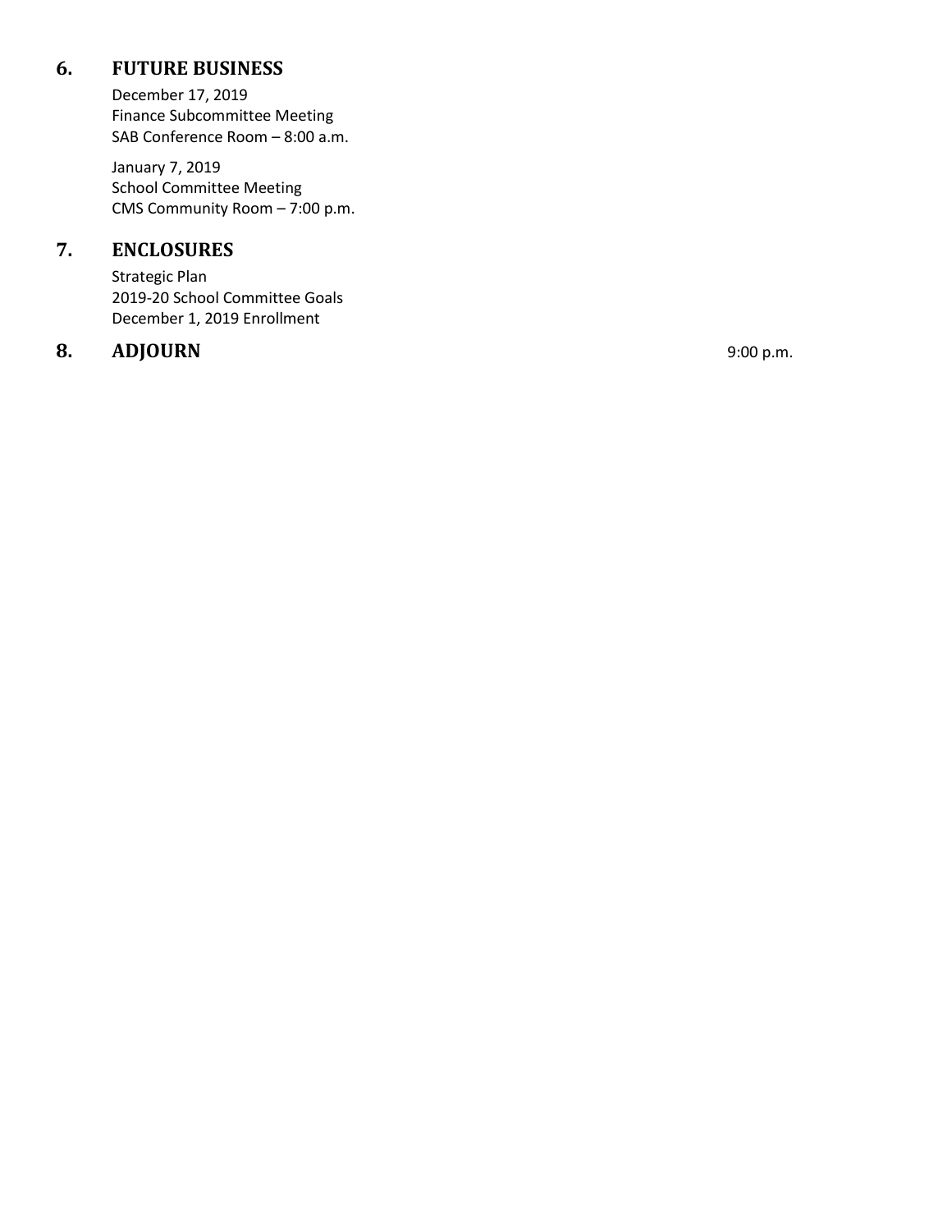## 6. FUTURE BUSINESS

December 17, 2019
Finance Subcommittee Meeting
SAB Conference Room – 8:00 a.m.

January 7, 2019
School Committee Meeting
CMS Community Room – 7:00 p.m.

## 7. ENCLOSURES

Strategic Plan
2019-20 School Committee Goals
December 1, 2019 Enrollment

## 8. ADJOURN

9:00 p.m.